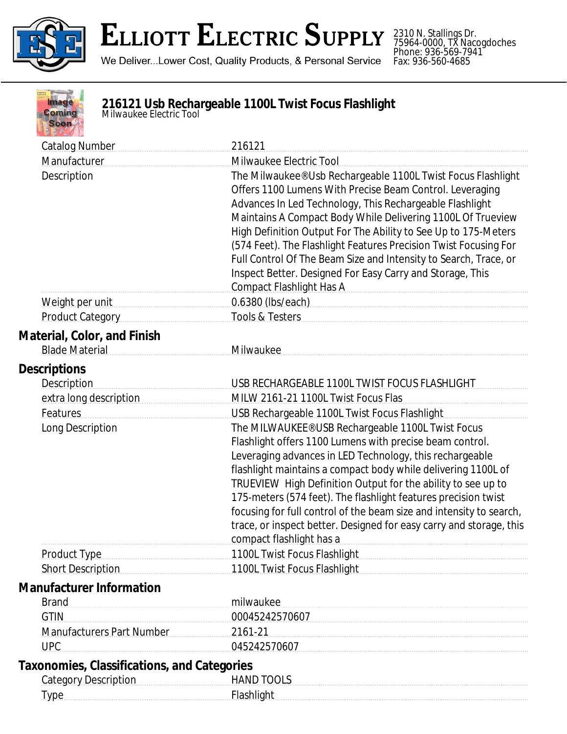# Elliott Electric Supply

We Deliver...Lower Cost, Quality Products, & Personal Service

2310 N. Stallings Dr.
75964-0000, TX Nacogdoches
Phone: 936-569-7941
Fax: 936-560-4685

## 216121 Usb Rechargeable 1100L Twist Focus Flashlight

*Milwaukee Electric Tool*

| | |
|---|---|
| Catalog Number | 216121 |
| Manufacturer | Milwaukee Electric Tool |
| Description | The Milwaukee®Usb Rechargeable 1100L Twist Focus Flashlight Offers 1100 Lumens With Precise Beam Control. Leveraging Advances In Led Technology, This Rechargeable Flashlight Maintains A Compact Body While Delivering 1100L Of Trueview High Definition Output For The Ability to See Up to 175-Meters (574 Feet). The Flashlight Features Precision Twist Focusing For Full Control Of The Beam Size and Intensity to Search, Trace, or Inspect Better. Designed For Easy Carry and Storage, This Compact Flashlight Has A |
| Weight per unit | 0.6380 (lbs/each) |
| Product Category | Tools & Testers |

### Material, Color, and Finish

| | |
|---|---|
| Blade Material | Milwaukee |

### Descriptions

| | |
|---|---|
| Description | USB RECHARGEABLE 1100L TWIST FOCUS FLASHLIGHT |
| extra long description | MILW 2161-21 1100L Twist Focus Flas |
| Features | USB Rechargeable 1100L Twist Focus Flashlight |
| Long Description | The MILWAUKEE®USB Rechargeable 1100L Twist Focus Flashlight offers 1100 Lumens with precise beam control. Leveraging advances in LED Technology, this rechargeable flashlight maintains a compact body while delivering 1100L of TRUEVIEW High Definition Output for the ability to see up to 175-meters (574 feet). The flashlight features precision twist focusing for full control of the beam size and intensity to search, trace, or inspect better. Designed for easy carry and storage, this compact flashlight has a |
| Product Type | 1100L Twist Focus Flashlight |
| Short Description | 1100L Twist Focus Flashlight |

### Manufacturer Information

| | |
|---|---|
| Brand | milwaukee |
| GTIN | 00045242570607 |
| Manufacturers Part Number | 2161-21 |
| UPC | 045242570607 |

### Taxonomies, Classifications, and Categories

| | |
|---|---|
| Category Description | HAND TOOLS |
| Type | Flashlight |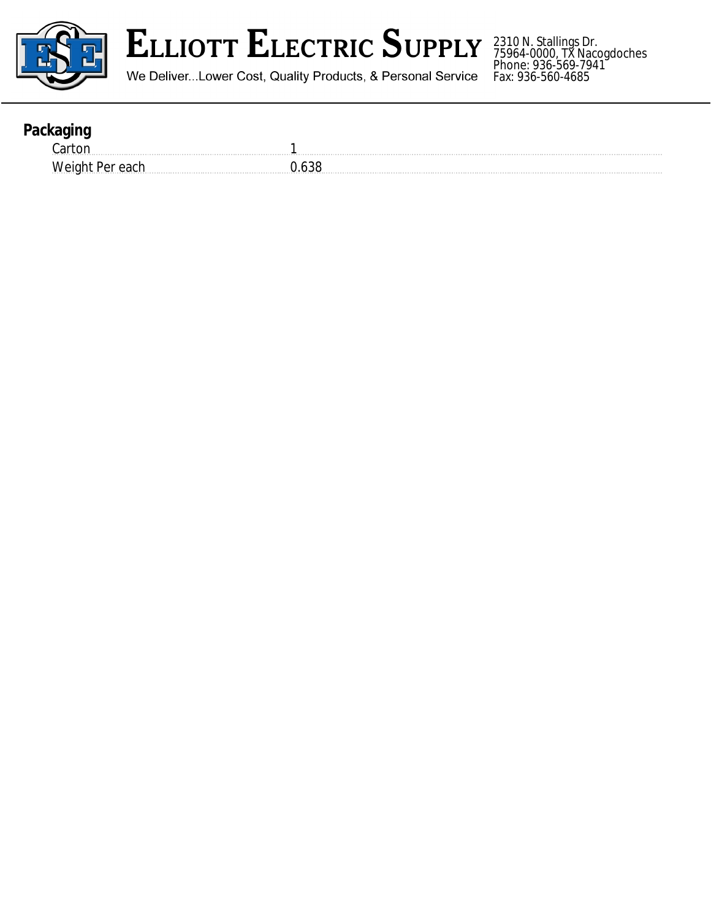## Packaging

| | |
|---|---|
| Carton | 1 |
| Weight Per each | 0.638 |